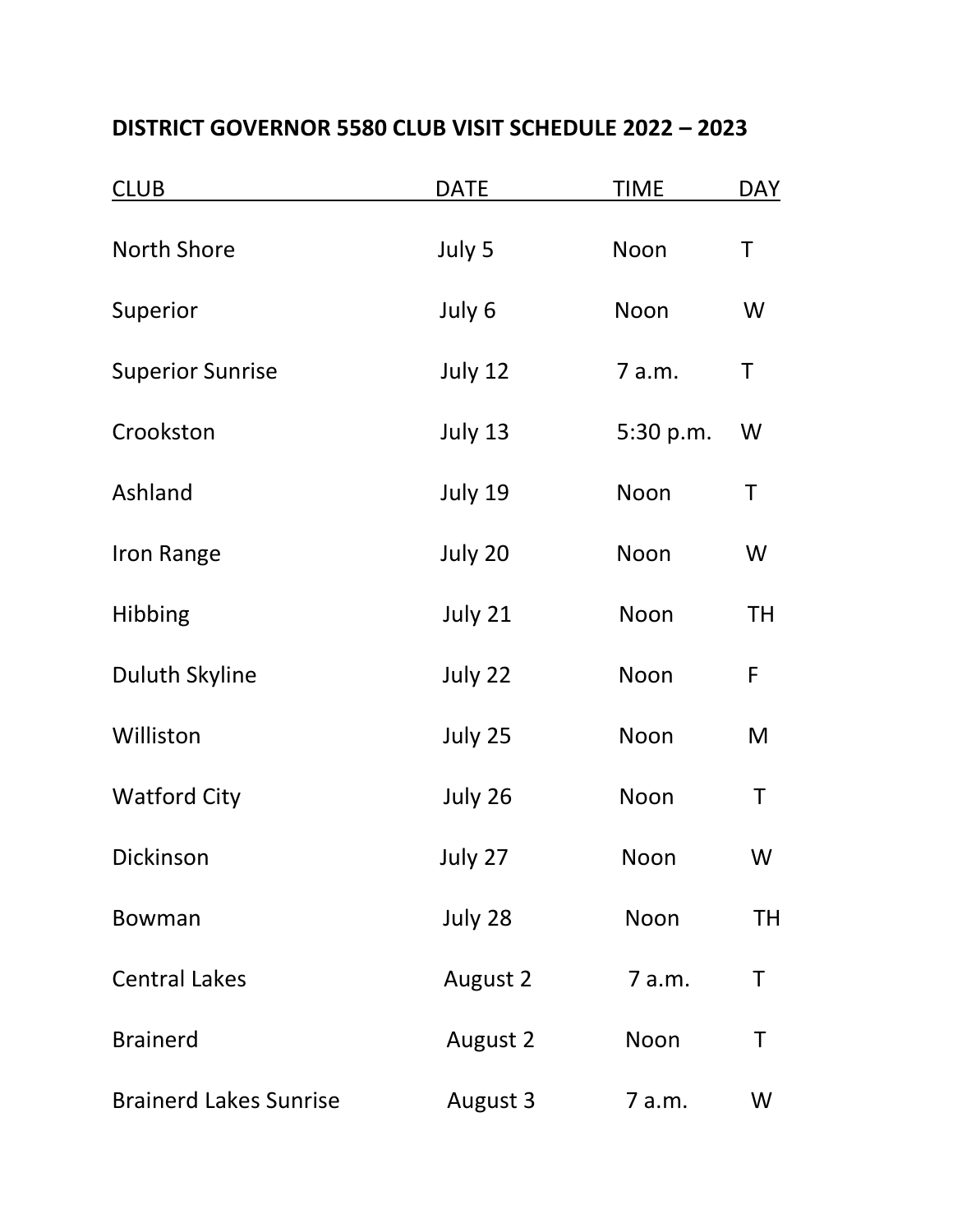**DISTRICT GOVERNOR 5580 CLUB VISIT SCHEDULE 2022 – 2023**

| CLUB | DATE | TIME | DAY |
|---|---|---|---|
| North Shore | July 5 | Noon | T |
| Superior | July 6 | Noon | W |
| Superior Sunrise | July 12 | 7 a.m. | T |
| Crookston | July 13 | 5:30 p.m. | W |
| Ashland | July 19 | Noon | T |
| Iron Range | July 20 | Noon | W |
| Hibbing | July 21 | Noon | TH |
| Duluth Skyline | July 22 | Noon | F |
| Williston | July 25 | Noon | M |
| Watford City | July 26 | Noon | T |
| Dickinson | July 27 | Noon | W |
| Bowman | July 28 | Noon | TH |
| Central Lakes | August 2 | 7 a.m. | T |
| Brainerd | August 2 | Noon | T |
| Brainerd Lakes Sunrise | August 3 | 7 a.m. | W |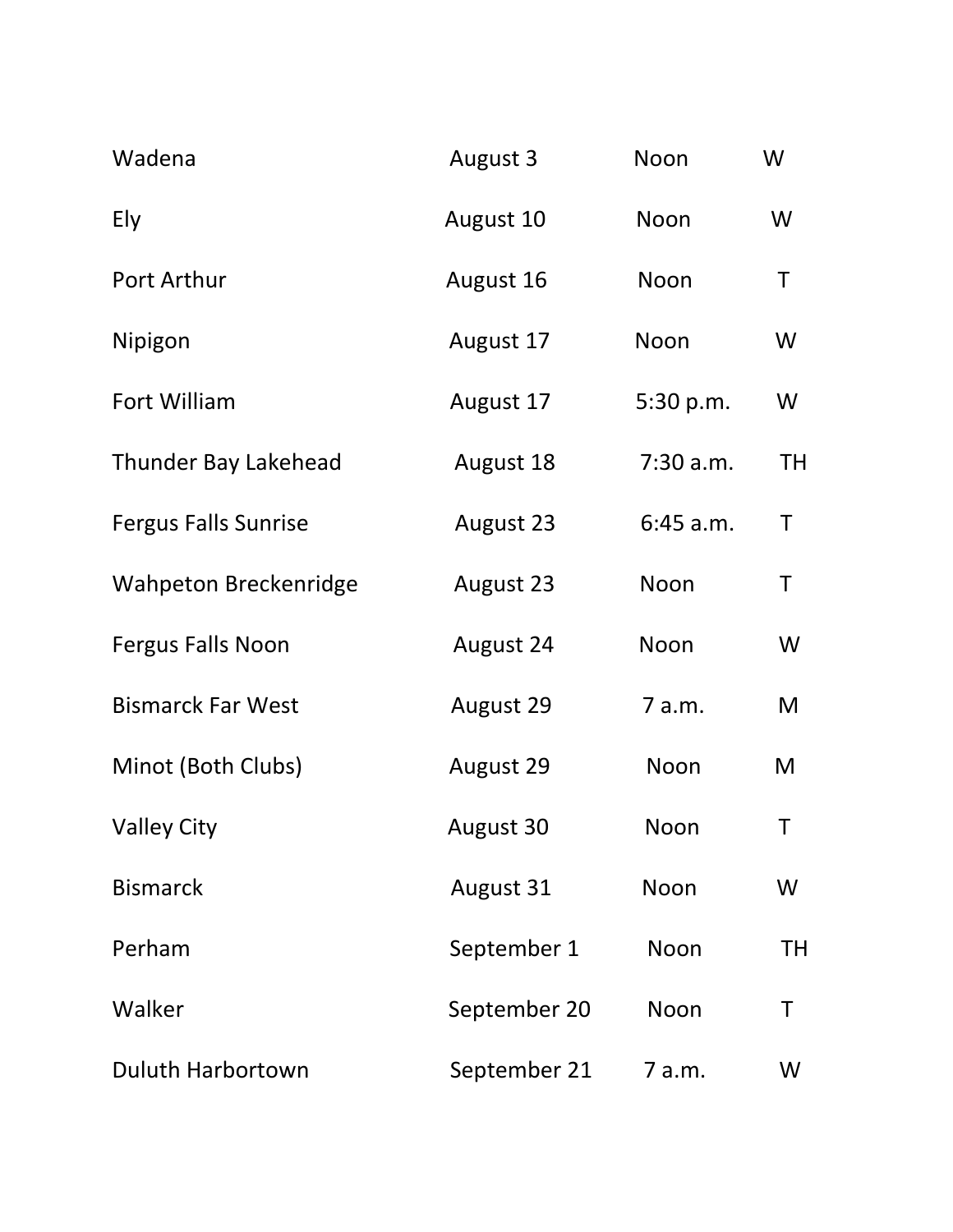| | | | |
|---|---|---|---|
| Wadena | August 3 | Noon | W |
| Ely | August 10 | Noon | W |
| Port Arthur | August 16 | Noon | T |
| Nipigon | August 17 | Noon | W |
| Fort William | August 17 | 5:30 p.m. | W |
| Thunder Bay Lakehead | August 18 | 7:30 a.m. | TH |
| Fergus Falls Sunrise | August 23 | 6:45 a.m. | T |
| Wahpeton Breckenridge | August 23 | Noon | T |
| Fergus Falls Noon | August 24 | Noon | W |
| Bismarck Far West | August 29 | 7 a.m. | M |
| Minot (Both Clubs) | August 29 | Noon | M |
| Valley City | August 30 | Noon | T |
| Bismarck | August 31 | Noon | W |
| Perham | September 1 | Noon | TH |
| Walker | September 20 | Noon | T |
| Duluth Harbortown | September 21 | 7 a.m. | W |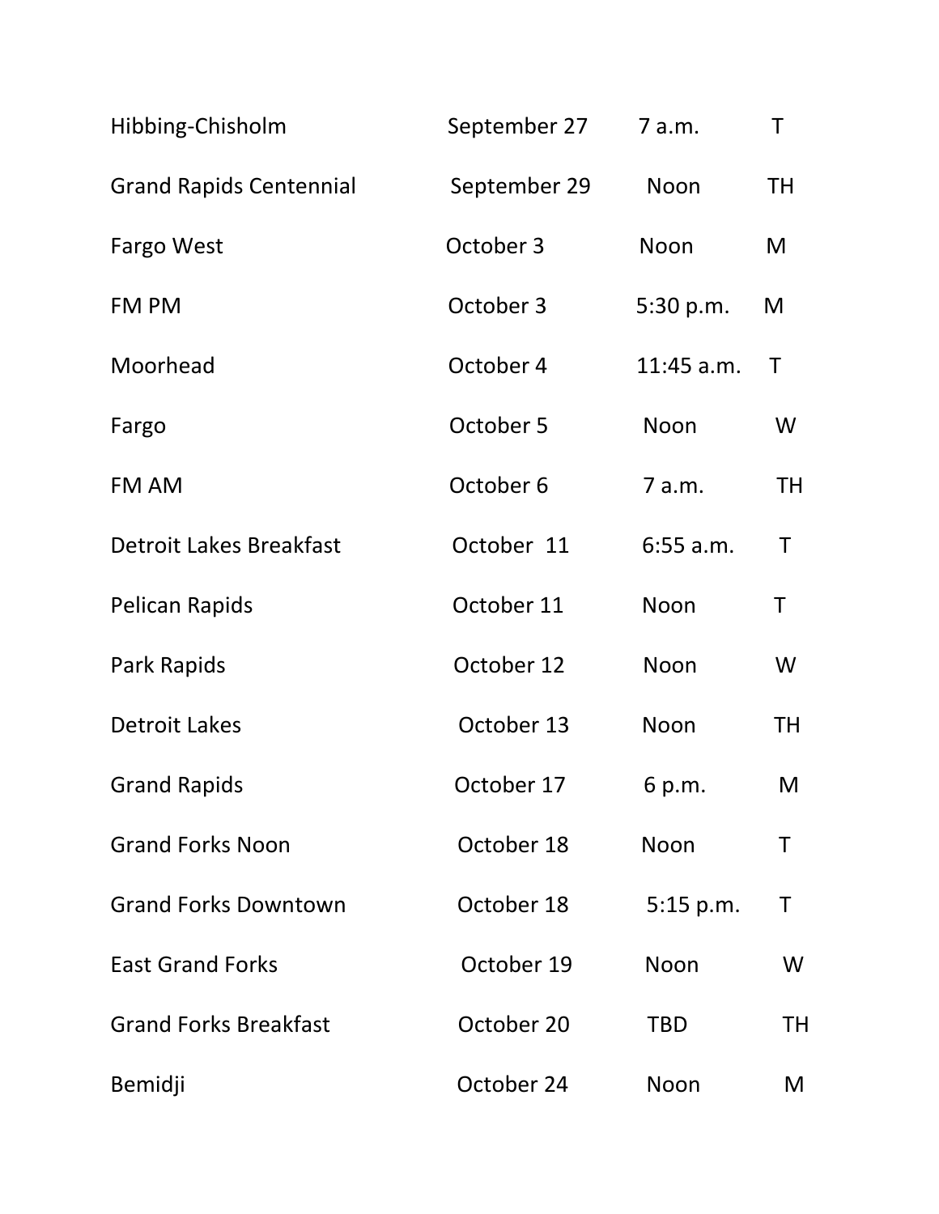| | | | |
|---|---|---|---|
| Hibbing-Chisholm | September 27 | 7 a.m. | T |
| Grand Rapids Centennial | September 29 | Noon | TH |
| Fargo West | October 3 | Noon | M |
| FM PM | October 3 | 5:30 p.m. | M |
| Moorhead | October 4 | 11:45 a.m. | T |
| Fargo | October 5 | Noon | W |
| FM AM | October 6 | 7 a.m. | TH |
| Detroit Lakes Breakfast | October 11 | 6:55 a.m. | T |
| Pelican Rapids | October 11 | Noon | T |
| Park Rapids | October 12 | Noon | W |
| Detroit Lakes | October 13 | Noon | TH |
| Grand Rapids | October 17 | 6 p.m. | M |
| Grand Forks Noon | October 18 | Noon | T |
| Grand Forks Downtown | October 18 | 5:15 p.m. | T |
| East Grand Forks | October 19 | Noon | W |
| Grand Forks Breakfast | October 20 | TBD | TH |
| Bemidji | October 24 | Noon | M |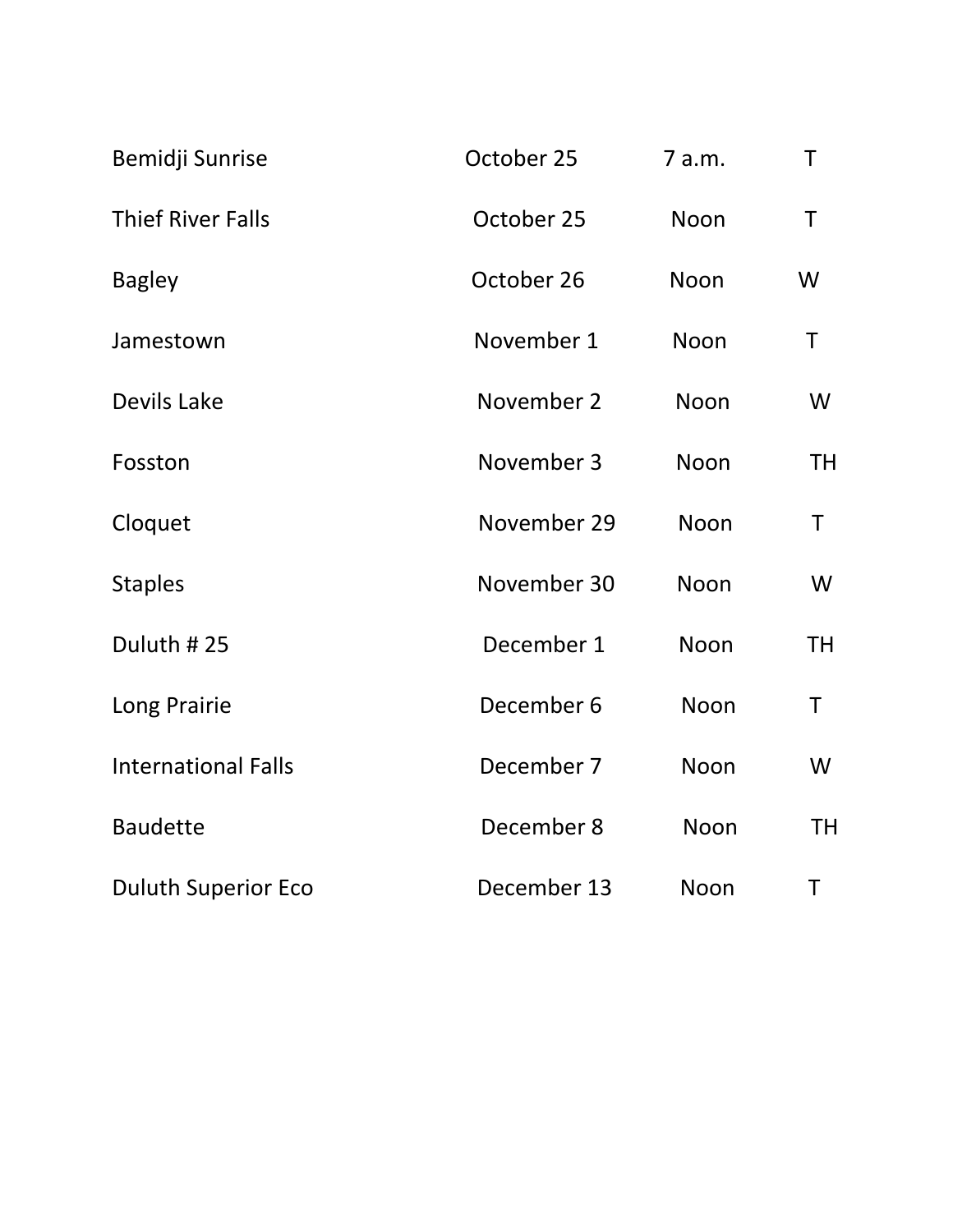| | | | |
|---|---|---|---|
| Bemidji Sunrise | October 25 | 7 a.m. | T |
| Thief River Falls | October 25 | Noon | T |
| Bagley | October 26 | Noon | W |
| Jamestown | November 1 | Noon | T |
| Devils Lake | November 2 | Noon | W |
| Fosston | November 3 | Noon | TH |
| Cloquet | November 29 | Noon | T |
| Staples | November 30 | Noon | W |
| Duluth # 25 | December 1 | Noon | TH |
| Long Prairie | December 6 | Noon | T |
| International Falls | December 7 | Noon | W |
| Baudette | December 8 | Noon | TH |
| Duluth Superior Eco | December 13 | Noon | T |